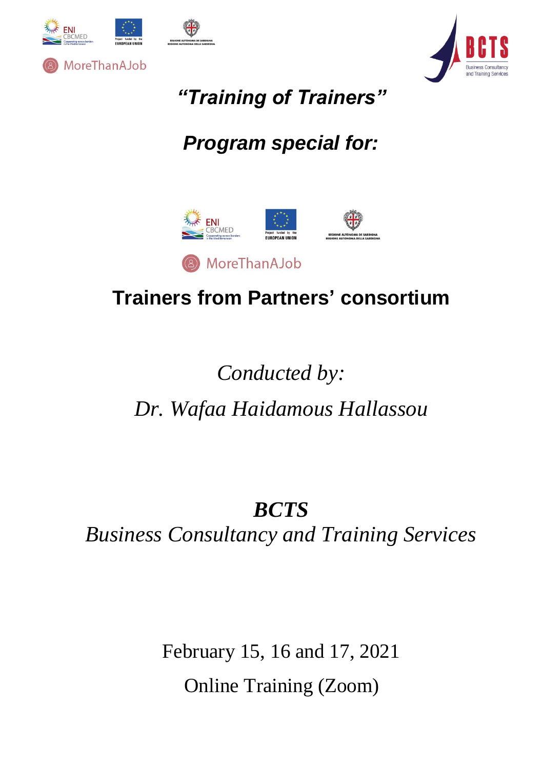MoreThanAJob

# *"Training of Trainers"*

## *Program special for:*

MoreThanAJob

## Trainers from Partners' consortium

*Conducted by:*

*Dr. Wafaa Haidamous Hallassou*

***BCTS***

*Business Consultancy and Training Services*

February 15, 16 and 17, 2021

Online Training (Zoom)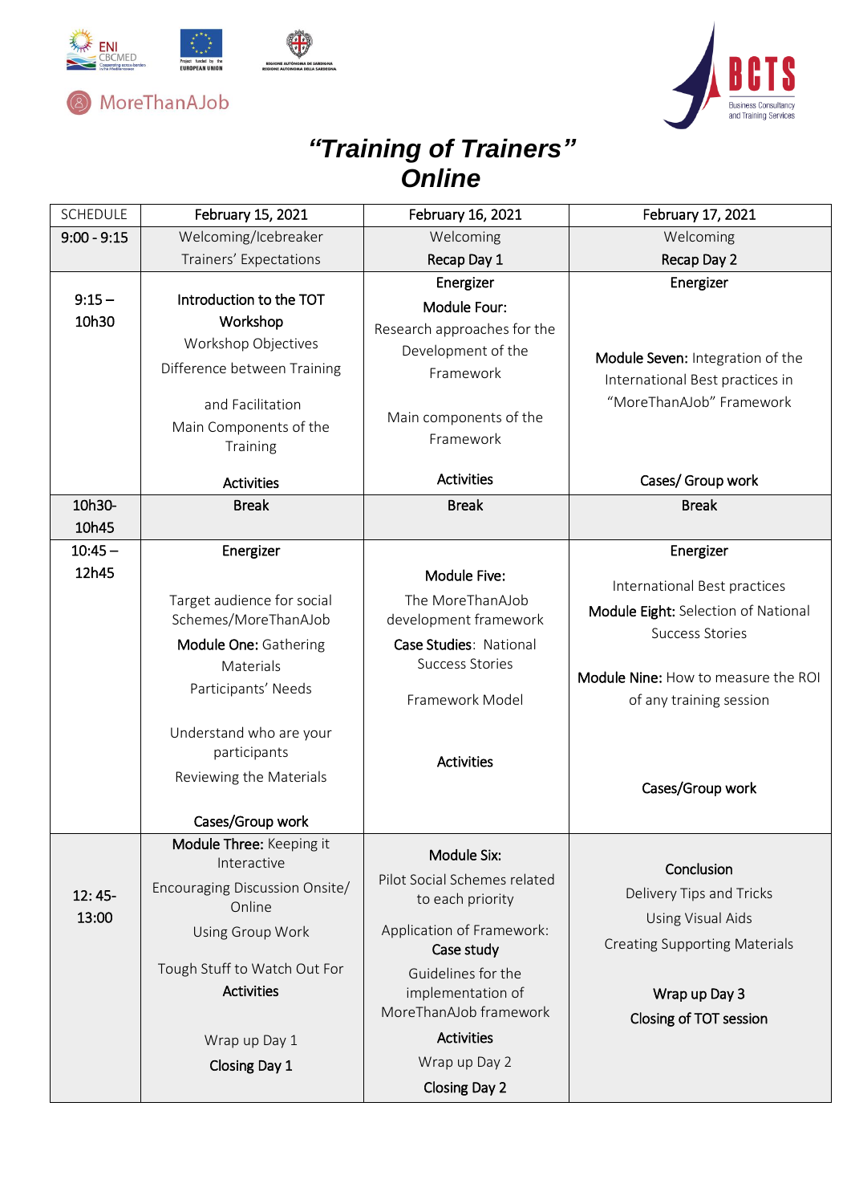MoreThanAJob

BCTS Business Consultancy and Training Services

# *"Training of Trainers" Online*

| SCHEDULE | February 15, 2021 | February 16, 2021 | February 17, 2021 |
| --- | --- | --- | --- |
| 9:00 - 9:15 | Welcoming/Icebreaker<br>Trainers' Expectations | Welcoming<br>Recap Day 1 | Welcoming<br>Recap Day 2 |
| 9:15 – 10h30 | Introduction to the TOT Workshop<br>Workshop Objectives<br>Difference between Training and Facilitation<br>Main Components of the Training<br>Activities | Energizer<br>Module Four: Research approaches for the Development of the Framework<br>Main components of the Framework<br>Activities | Energizer<br>Module Seven: Integration of the International Best practices in "MoreThanAJob" Framework<br>Cases/ Group work |
| 10h30-10h45 | Break | Break | Break |
| 10:45 – 12h45 | Energizer<br>Target audience for social Schemes/MoreThanAJob<br>Module One: Gathering Materials<br>Participants' Needs<br>Understand who are your participants<br>Reviewing the Materials<br>Cases/Group work | Module Five: The MoreThanAJob development framework<br>Case Studies: National Success Stories<br>Framework Model<br>Activities | Energizer<br>International Best practices<br>Module Eight: Selection of National Success Stories<br>Module Nine: How to measure the ROI of any training session<br>Cases/Group work |
| 12: 45-13:00 | Module Three: Keeping it Interactive<br>Encouraging Discussion Onsite/ Online<br>Using Group Work<br>Tough Stuff to Watch Out For<br>Activities<br>Wrap up Day 1<br>Closing Day 1 | Module Six:<br>Pilot Social Schemes related to each priority<br>Application of Framework: Case study<br>Guidelines for the implementation of MoreThanAJob framework<br>Activities<br>Wrap up Day 2<br>Closing Day 2 | Conclusion<br>Delivery Tips and Tricks<br>Using Visual Aids<br>Creating Supporting Materials<br>Wrap up Day 3<br>Closing of TOT session |